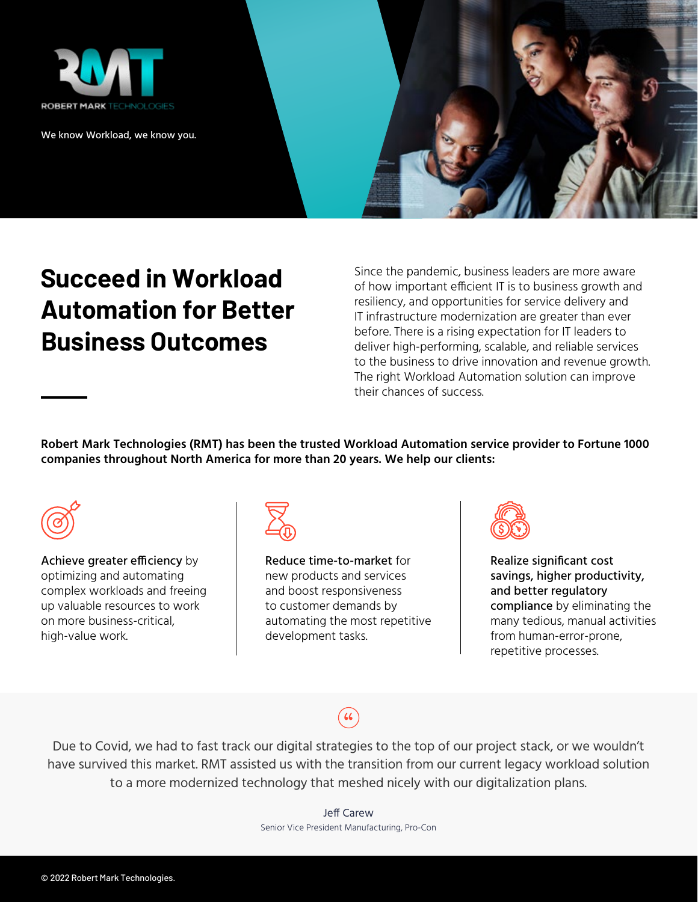ROBERT MARK TECHNOLOGIES

We know Workload, we know you.

# Succeed in Workload Automation for Better Business Outcomes

Since the pandemic, business leaders are more aware of how important efficient IT is to business growth and resiliency, and opportunities for service delivery and IT infrastructure modernization are greater than ever before. There is a rising expectation for IT leaders to deliver high-performing, scalable, and reliable services to the business to drive innovation and revenue growth. The right Workload Automation solution can improve their chances of success.

**Robert Mark Technologies (RMT) has been the trusted Workload Automation service provider to Fortune 1000 companies throughout North America for more than 20 years. We help our clients:**

**Achieve greater efficiency** by optimizing and automating complex workloads and freeing up valuable resources to work on more business-critical, high-value work.

**Reduce time-to-market** for new products and services and boost responsiveness to customer demands by automating the most repetitive development tasks.

**Realize significant cost savings, higher productivity, and better regulatory compliance** by eliminating the many tedious, manual activities from human-error-prone, repetitive processes.

> Due to Covid, we had to fast track our digital strategies to the top of our project stack, or we wouldn't have survived this market. RMT assisted us with the transition from our current legacy workload solution to a more modernized technology that meshed nicely with our digitalization plans.
>
> Jeff Carew
> Senior Vice President Manufacturing, Pro-Con

© 2022 Robert Mark Technologies.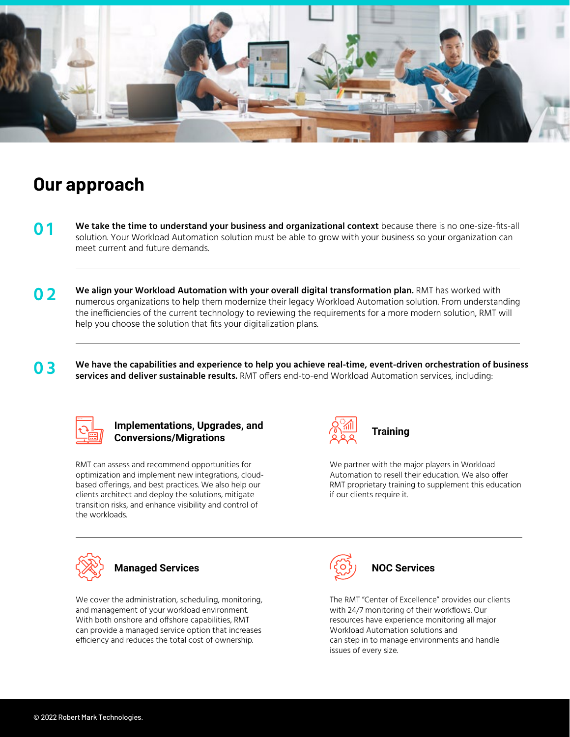## Our approach

**01** **We take the time to understand your business and organizational context** because there is no one-size-fits-all solution. Your Workload Automation solution must be able to grow with your business so your organization can meet current and future demands.

---

**02** **We align your Workload Automation with your overall digital transformation plan.** RMT has worked with numerous organizations to help them modernize their legacy Workload Automation solution. From understanding the inefficiencies of the current technology to reviewing the requirements for a more modern solution, RMT will help you choose the solution that fits your digitalization plans.

---

**03** **We have the capabilities and experience to help you achieve real-time, event-driven orchestration of business services and deliver sustainable results.** RMT offers end-to-end Workload Automation services, including:

### Implementations, Upgrades, and Conversions/Migrations

RMT can assess and recommend opportunities for optimization and implement new integrations, cloud-based offerings, and best practices. We also help our clients architect and deploy the solutions, mitigate transition risks, and enhance visibility and control of the workloads.

### Training

We partner with the major players in Workload Automation to resell their education. We also offer RMT proprietary training to supplement this education if our clients require it.

### Managed Services

We cover the administration, scheduling, monitoring, and management of your workload environment. With both onshore and offshore capabilities, RMT can provide a managed service option that increases efficiency and reduces the total cost of ownership.

### NOC Services

The RMT "Center of Excellence" provides our clients with 24/7 monitoring of their workflows. Our resources have experience monitoring all major Workload Automation solutions and can step in to manage environments and handle issues of every size.

© 2022 Robert Mark Technologies.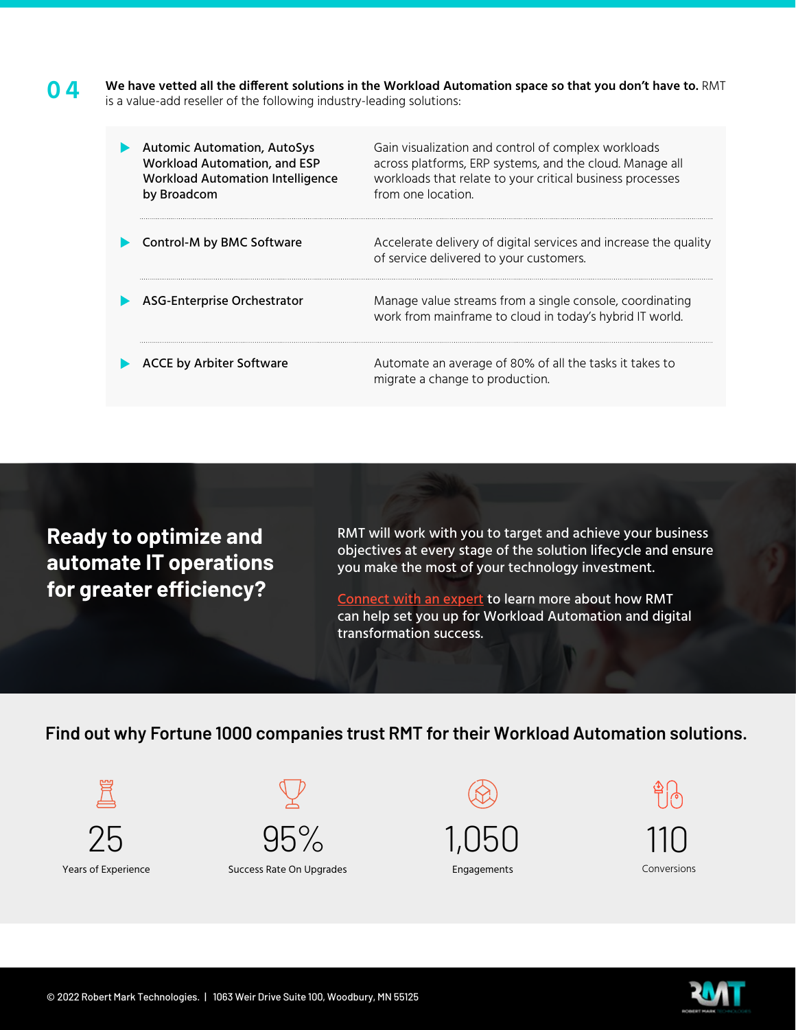## 04

**We have vetted all the different solutions in the Workload Automation space so that you don't have to.** RMT is a value-add reseller of the following industry-leading solutions:

| | |
|---|---|
| **Automic Automation, AutoSys Workload Automation, and ESP Workload Automation Intelligence by Broadcom** | Gain visualization and control of complex workloads across platforms, ERP systems, and the cloud. Manage all workloads that relate to your critical business processes from one location. |
| **Control-M by BMC Software** | Accelerate delivery of digital services and increase the quality of service delivered to your customers. |
| **ASG-Enterprise Orchestrator** | Manage value streams from a single console, coordinating work from mainframe to cloud in today's hybrid IT world. |
| **ACCE by Arbiter Software** | Automate an average of 80% of all the tasks it takes to migrate a change to production. |

## Ready to optimize and automate IT operations for greater efficiency?

RMT will work with you to target and achieve your business objectives at every stage of the solution lifecycle and ensure you make the most of your technology investment.

Connect with an expert to learn more about how RMT can help set you up for Workload Automation and digital transformation success.

## Find out why Fortune 1000 companies trust RMT for their Workload Automation solutions.

**25**
Years of Experience

**95%**
Success Rate On Upgrades

**1,050**
Engagements

**110**
Conversions

© 2022 Robert Mark Technologies. | 1063 Weir Drive Suite 100, Woodbury, MN 55125